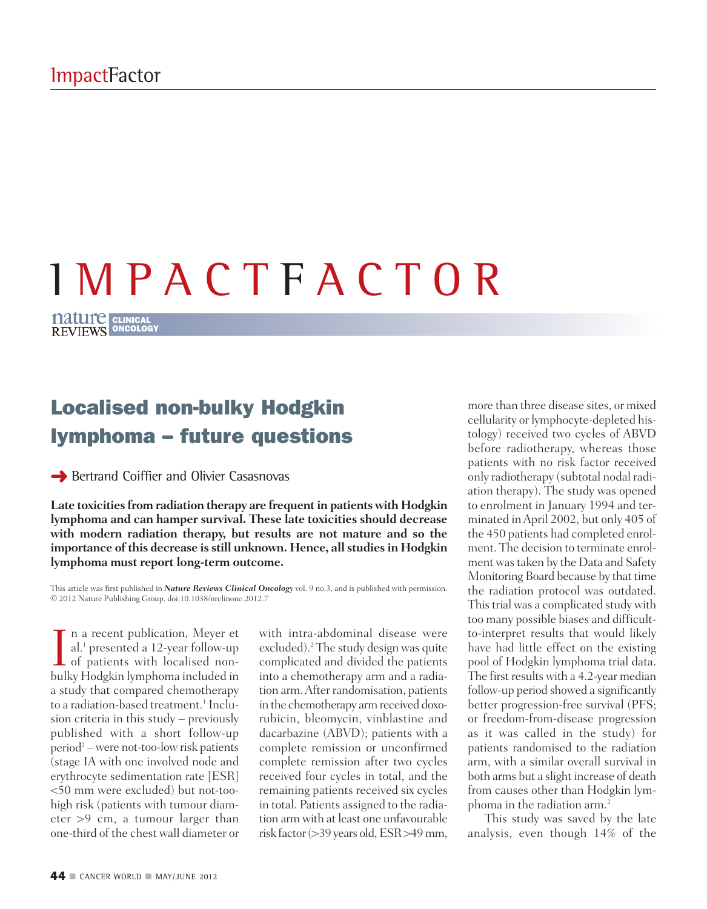# IMPACTFACTOR

nature REVIEWS CLINICAL ONCOLOGY

## Localised non-bulky Hodgkin lymphoma – future questions

Bertrand Coiffier and Olivier Casasnovas

**Late toxicities from radiation therapy are frequent in patients with Hodgkin lymphoma and can hamper survival. These late toxicities should decrease with modern radiation therapy, but results are not mature and so the importance of this decrease is still unknown. Hence, all studies in Hodgkin lymphoma must report long-term outcome.**

This article was first published in ***Nature Reviews Clinical Oncology*** vol. 9 no.3, and is published with permission. © 2012 Nature Publishing Group. doi:10.1038/nrclinonc.2012.7

In a recent publication, Meyer et al.[1] presented a 12-year follow-up of patients with localised non-bulky Hodgkin lymphoma included in a study that compared chemotherapy to a radiation-based treatment.[1] Inclusion criteria in this study – previously published with a short follow-up period[2] – were not-too-low risk patients (stage IA with one involved node and erythrocyte sedimentation rate [ESR] <50 mm were excluded) but not-too-high risk (patients with tumour diameter >9 cm, a tumour larger than one-third of the chest wall diameter or with intra-abdominal disease were excluded).[2] The study design was quite complicated and divided the patients into a chemotherapy arm and a radiation arm. After randomisation, patients in the chemotherapy arm received doxorubicin, bleomycin, vinblastine and dacarbazine (ABVD); patients with a complete remission or unconfirmed complete remission after two cycles received four cycles in total, and the remaining patients received six cycles in total. Patients assigned to the radiation arm with at least one unfavourable risk factor (>39 years old, ESR >49 mm, more than three disease sites, or mixed cellularity or lymphocyte-depleted histology) received two cycles of ABVD before radiotherapy, whereas those patients with no risk factor received only radiotherapy (subtotal nodal radiation therapy). The study was opened to enrolment in January 1994 and terminated in April 2002, but only 405 of the 450 patients had completed enrolment. The decision to terminate enrolment was taken by the Data and Safety Monitoring Board because by that time the radiation protocol was outdated. This trial was a complicated study with too many possible biases and difficult-to-interpret results that would likely have had little effect on the existing pool of Hodgkin lymphoma trial data. The first results with a 4.2-year median follow-up period showed a significantly better progression-free survival (PFS; or freedom-from-disease progression as it was called in the study) for patients randomised to the radiation arm, with a similar overall survival in both arms but a slight increase of death from causes other than Hodgkin lymphoma in the radiation arm.[2]

This study was saved by the late analysis, even though 14% of the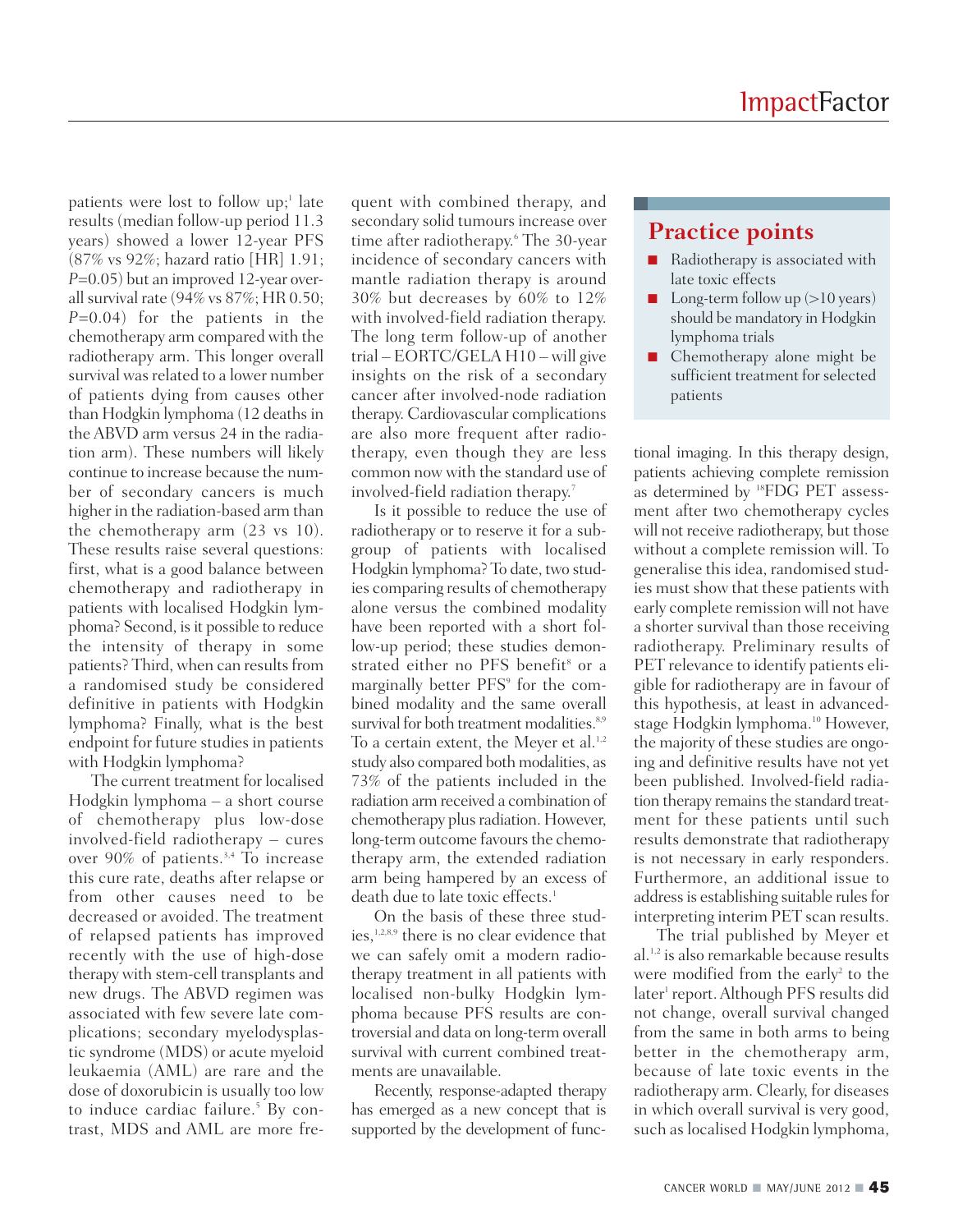patients were lost to follow up;[1] late results (median follow-up period 11.3 years) showed a lower 12-year PFS (87% vs 92%; hazard ratio [HR] 1.91; $P$=0.05) but an improved 12-year overall survival rate (94% vs 87%; HR 0.50; $P$=0.04) for the patients in the chemotherapy arm compared with the radiotherapy arm. This longer overall survival was related to a lower number of patients dying from causes other than Hodgkin lymphoma (12 deaths in the ABVD arm versus 24 in the radiation arm). These numbers will likely continue to increase because the number of secondary cancers is much higher in the radiation-based arm than the chemotherapy arm (23 vs 10). These results raise several questions: first, what is a good balance between chemotherapy and radiotherapy in patients with localised Hodgkin lymphoma? Second, is it possible to reduce the intensity of therapy in some patients? Third, when can results from a randomised study be considered definitive in patients with Hodgkin lymphoma? Finally, what is the best endpoint for future studies in patients with Hodgkin lymphoma?

The current treatment for localised Hodgkin lymphoma – a short course of chemotherapy plus low-dose involved-field radiotherapy – cures over 90% of patients.[3,4] To increase this cure rate, deaths after relapse or from other causes need to be decreased or avoided. The treatment of relapsed patients has improved recently with the use of high-dose therapy with stem-cell transplants and new drugs. The ABVD regimen was associated with few severe late complications; secondary myelodysplastic syndrome (MDS) or acute myeloid leukaemia (AML) are rare and the dose of doxorubicin is usually too low to induce cardiac failure.[5] By contrast, MDS and AML are more frequent with combined therapy, and secondary solid tumours increase over time after radiotherapy.[6] The 30-year incidence of secondary cancers with mantle radiation therapy is around 30% but decreases by 60% to 12% with involved-field radiation therapy. The long term follow-up of another trial – EORTC/GELA H10 – will give insights on the risk of a secondary cancer after involved-node radiation therapy. Cardiovascular complications are also more frequent after radiotherapy, even though they are less common now with the standard use of involved-field radiation therapy.[7]

Is it possible to reduce the use of radiotherapy or to reserve it for a subgroup of patients with localised Hodgkin lymphoma? To date, two studies comparing results of chemotherapy alone versus the combined modality have been reported with a short follow-up period; these studies demonstrated either no PFS benefit[8] or a marginally better PFS[9] for the combined modality and the same overall survival for both treatment modalities.[8,9] To a certain extent, the Meyer et al.[1,2] study also compared both modalities, as 73% of the patients included in the radiation arm received a combination of chemotherapy plus radiation. However, long-term outcome favours the chemotherapy arm, the extended radiation arm being hampered by an excess of death due to late toxic effects.[1]

On the basis of these three studies,[1,2,8,9] there is no clear evidence that we can safely omit a modern radiotherapy treatment in all patients with localised non-bulky Hodgkin lymphoma because PFS results are controversial and data on long-term overall survival with current combined treatments are unavailable.

Recently, response-adapted therapy has emerged as a new concept that is supported by the development of functional imaging. In this therapy design, patients achieving complete remission as determined by $^{18}$FDG PET assessment after two chemotherapy cycles will not receive radiotherapy, but those without a complete remission will. To generalise this idea, randomised studies must show that these patients with early complete remission will not have a shorter survival than those receiving radiotherapy. Preliminary results of PET relevance to identify patients eligible for radiotherapy are in favour of this hypothesis, at least in advanced-stage Hodgkin lymphoma.[10] However, the majority of these studies are ongoing and definitive results have not yet been published. Involved-field radiation therapy remains the standard treatment for these patients until such results demonstrate that radiotherapy is not necessary in early responders. Furthermore, an additional issue to address is establishing suitable rules for interpreting interim PET scan results.

The trial published by Meyer et al.[1,2] is also remarkable because results were modified from the early[2] to the later[1] report. Although PFS results did not change, overall survival changed from the same in both arms to being better in the chemotherapy arm, because of late toxic events in the radiotherapy arm. Clearly, for diseases in which overall survival is very good, such as localised Hodgkin lymphoma,

## Practice points

- Radiotherapy is associated with late toxic effects
- Long-term follow up (>10 years) should be mandatory in Hodgkin lymphoma trials
- Chemotherapy alone might be sufficient treatment for selected patients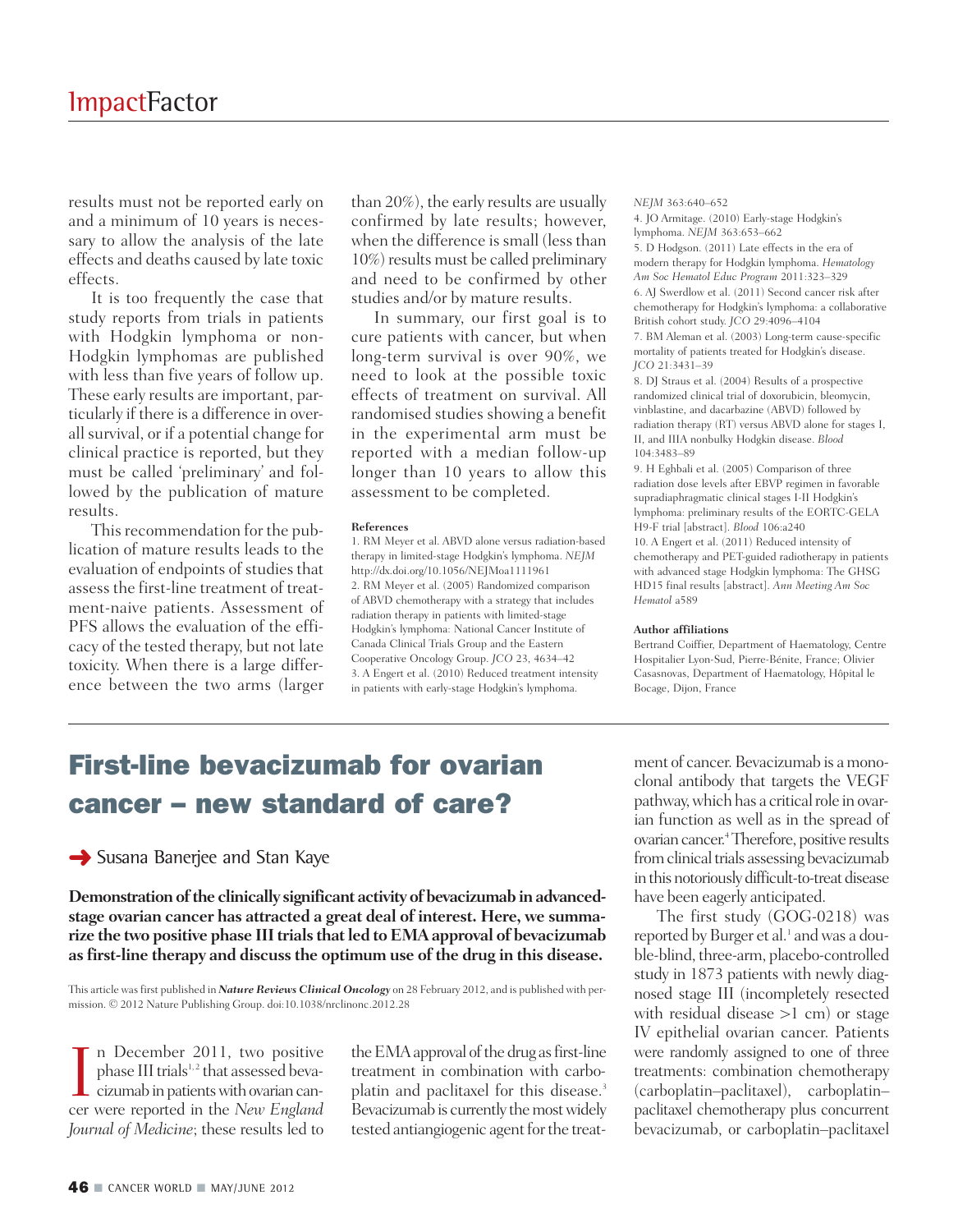results must not be reported early on and a minimum of 10 years is necessary to allow the analysis of the late effects and deaths caused by late toxic effects.

It is too frequently the case that study reports from trials in patients with Hodgkin lymphoma or non-Hodgkin lymphomas are published with less than five years of follow up. These early results are important, particularly if there is a difference in overall survival, or if a potential change for clinical practice is reported, but they must be called 'preliminary' and followed by the publication of mature results.

This recommendation for the publication of mature results leads to the evaluation of endpoints of studies that assess the first-line treatment of treatment-naive patients. Assessment of PFS allows the evaluation of the efficacy of the tested therapy, but not late toxicity. When there is a large difference between the two arms (larger than 20%), the early results are usually confirmed by late results; however, when the difference is small (less than 10%) results must be called preliminary and need to be confirmed by other studies and/or by mature results.

In summary, our first goal is to cure patients with cancer, but when long-term survival is over 90%, we need to look at the possible toxic effects of treatment on survival. All randomised studies showing a benefit in the experimental arm must be reported with a median follow-up longer than 10 years to allow this assessment to be completed.

**References**

1. RM Meyer et al. ABVD alone versus radiation-based therapy in limited-stage Hodgkin's lymphoma. *NEJM* http://dx.doi.org/10.1056/NEJMoa1111961
2. RM Meyer et al. (2005) Randomized comparison of ABVD chemotherapy with a strategy that includes radiation therapy in patients with limited-stage Hodgkin's lymphoma: National Cancer Institute of Canada Clinical Trials Group and the Eastern Cooperative Oncology Group. *JCO* 23, 4634–42
3. A Engert et al. (2010) Reduced treatment intensity in patients with early-stage Hodgkin's lymphoma. *NEJM* 363:640–652
4. JO Armitage. (2010) Early-stage Hodgkin's lymphoma. *NEJM* 363:653–662
5. D Hodgson. (2011) Late effects in the era of modern therapy for Hodgkin lymphoma. *Hematology Am Soc Hematol Educ Program* 2011:323–329
6. AJ Swerdlow et al. (2011) Second cancer risk after chemotherapy for Hodgkin's lymphoma: a collaborative British cohort study. *JCO* 29:4096–4104
7. BM Aleman et al. (2003) Long-term cause-specific mortality of patients treated for Hodgkin's disease. *JCO* 21:3431–39
8. DJ Straus et al. (2004) Results of a prospective randomized clinical trial of doxorubicin, bleomycin, vinblastine, and dacarbazine (ABVD) followed by radiation therapy (RT) versus ABVD alone for stages I, II, and IIIA nonbulky Hodgkin disease. *Blood* 104:3483–89
9. H Eghbali et al. (2005) Comparison of three radiation dose levels after EBVP regimen in favorable supradiaphragmatic clinical stages I-II Hodgkin's lymphoma: preliminary results of the EORTC-GELA H9-F trial [abstract]. *Blood* 106:a240
10. A Engert et al. (2011) Reduced intensity of chemotherapy and PET-guided radiotherapy in patients with advanced stage Hodgkin lymphoma: The GHSG HD15 final results [abstract]. *Ann Meeting Am Soc Hematol* a589

**Author affiliations**

Bertrand Coiffier, Department of Haematology, Centre Hospitalier Lyon-Sud, Pierre-Bénite, France; Olivier Casasnovas, Department of Haematology, Hôpital le Bocage, Dijon, France

# First-line bevacizumab for ovarian cancer – new standard of care?

Susana Banerjee and Stan Kaye

**Demonstration of the clinically significant activity of bevacizumab in advanced-stage ovarian cancer has attracted a great deal of interest. Here, we summarize the two positive phase III trials that led to EMA approval of bevacizumab as first-line therapy and discuss the optimum use of the drug in this disease.**

This article was first published in ***Nature Reviews Clinical Oncology*** on 28 February 2012, and is published with permission. © 2012 Nature Publishing Group. doi:10.1038/nrclinonc.2012.28

In December 2011, two positive phase III trials[1,2] that assessed bevacizumab in patients with ovarian cancer were reported in the *New England Journal of Medicine*; these results led to the EMA approval of the drug as first-line treatment in combination with carboplatin and paclitaxel for this disease.[3] Bevacizumab is currently the most widely tested antiangiogenic agent for the treatment of cancer. Bevacizumab is a monoclonal antibody that targets the VEGF pathway, which has a critical role in ovarian function as well as in the spread of ovarian cancer.[4] Therefore, positive results from clinical trials assessing bevacizumab in this notoriously difficult-to-treat disease have been eagerly anticipated.

The first study (GOG-0218) was reported by Burger et al.[1] and was a double-blind, three-arm, placebo-controlled study in 1873 patients with newly diagnosed stage III (incompletely resected with residual disease >1 cm) or stage IV epithelial ovarian cancer. Patients were randomly assigned to one of three treatments: combination chemotherapy (carboplatin–paclitaxel), carboplatin–paclitaxel chemotherapy plus concurrent bevacizumab, or carboplatin–paclitaxel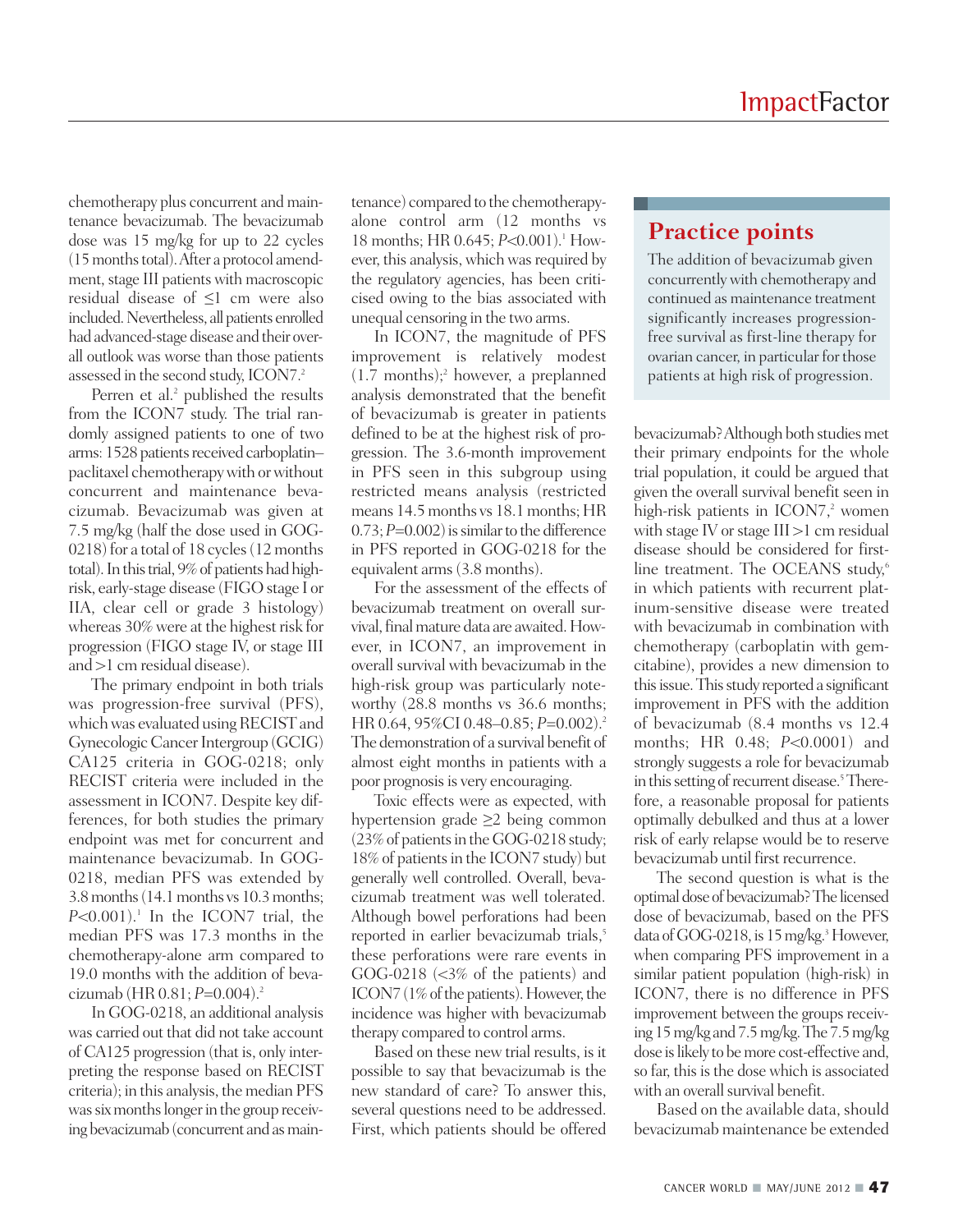chemotherapy plus concurrent and maintenance bevacizumab. The bevacizumab dose was 15 mg/kg for up to 22 cycles (15 months total). After a protocol amendment, stage III patients with macroscopic residual disease of ≤1 cm were also included. Nevertheless, all patients enrolled had advanced-stage disease and their overall outlook was worse than those patients assessed in the second study, ICON7.[2]

Perren et al.[2] published the results from the ICON7 study. The trial randomly assigned patients to one of two arms: 1528 patients received carboplatin–paclitaxel chemotherapy with or without concurrent and maintenance bevacizumab. Bevacizumab was given at 7.5 mg/kg (half the dose used in GOG-0218) for a total of 18 cycles (12 months total). In this trial, 9% of patients had high-risk, early-stage disease (FIGO stage I or IIA, clear cell or grade 3 histology) whereas 30% were at the highest risk for progression (FIGO stage IV, or stage III and >1 cm residual disease).

The primary endpoint in both trials was progression-free survival (PFS), which was evaluated using RECIST and Gynecologic Cancer Intergroup (GCIG) CA125 criteria in GOG-0218; only RECIST criteria were included in the assessment in ICON7. Despite key differences, for both studies the primary endpoint was met for concurrent and maintenance bevacizumab. In GOG-0218, median PFS was extended by 3.8 months (14.1 months vs 10.3 months; *P*<0.001).[1] In the ICON7 trial, the median PFS was 17.3 months in the chemotherapy-alone arm compared to 19.0 months with the addition of bevacizumab (HR 0.81; *P*=0.004).[2]

In GOG-0218, an additional analysis was carried out that did not take account of CA125 progression (that is, only interpreting the response based on RECIST criteria); in this analysis, the median PFS was six months longer in the group receiving bevacizumab (concurrent and as maintenance) compared to the chemotherapy-alone control arm (12 months vs 18 months; HR 0.645; *P*<0.001).[1] However, this analysis, which was required by the regulatory agencies, has been criticised owing to the bias associated with unequal censoring in the two arms.

In ICON7, the magnitude of PFS improvement is relatively modest (1.7 months);[2] however, a preplanned analysis demonstrated that the benefit of bevacizumab is greater in patients defined to be at the highest risk of progression. The 3.6-month improvement in PFS seen in this subgroup using restricted means analysis (restricted means 14.5 months vs 18.1 months; HR 0.73; *P*=0.002) is similar to the difference in PFS reported in GOG-0218 for the equivalent arms (3.8 months).

For the assessment of the effects of bevacizumab treatment on overall survival, final mature data are awaited. However, in ICON7, an improvement in overall survival with bevacizumab in the high-risk group was particularly noteworthy (28.8 months vs 36.6 months; HR 0.64, 95%CI 0.48–0.85; *P*=0.002).[2] The demonstration of a survival benefit of almost eight months in patients with a poor prognosis is very encouraging.

Toxic effects were as expected, with hypertension grade ≥2 being common (23% of patients in the GOG-0218 study; 18% of patients in the ICON7 study) but generally well controlled. Overall, bevacizumab treatment was well tolerated. Although bowel perforations had been reported in earlier bevacizumab trials,[5] these perforations were rare events in GOG-0218 (<3% of the patients) and ICON7 (1% of the patients). However, the incidence was higher with bevacizumab therapy compared to control arms.

Based on these new trial results, is it possible to say that bevacizumab is the new standard of care? To answer this, several questions need to be addressed. First, which patients should be offered bevacizumab? Although both studies met their primary endpoints for the whole trial population, it could be argued that given the overall survival benefit seen in high-risk patients in ICON7,[2] women with stage IV or stage III >1 cm residual disease should be considered for first-line treatment. The OCEANS study,[6] in which patients with recurrent platinum-sensitive disease were treated with bevacizumab in combination with chemotherapy (carboplatin with gemcitabine), provides a new dimension to this issue. This study reported a significant improvement in PFS with the addition of bevacizumab (8.4 months vs 12.4 months; HR 0.48; *P*<0.0001) and strongly suggests a role for bevacizumab in this setting of recurrent disease.[5] Therefore, a reasonable proposal for patients optimally debulked and thus at a lower risk of early relapse would be to reserve bevacizumab until first recurrence.

## Practice points

The addition of bevacizumab given concurrently with chemotherapy and continued as maintenance treatment significantly increases progression-free survival as first-line therapy for ovarian cancer, in particular for those patients at high risk of progression.

The second question is what is the optimal dose of bevacizumab? The licensed dose of bevacizumab, based on the PFS data of GOG-0218, is 15 mg/kg.[3] However, when comparing PFS improvement in a similar patient population (high-risk) in ICON7, there is no difference in PFS improvement between the groups receiving 15 mg/kg and 7.5 mg/kg. The 7.5 mg/kg dose is likely to be more cost-effective and, so far, this is the dose which is associated with an overall survival benefit.

Based on the available data, should bevacizumab maintenance be extended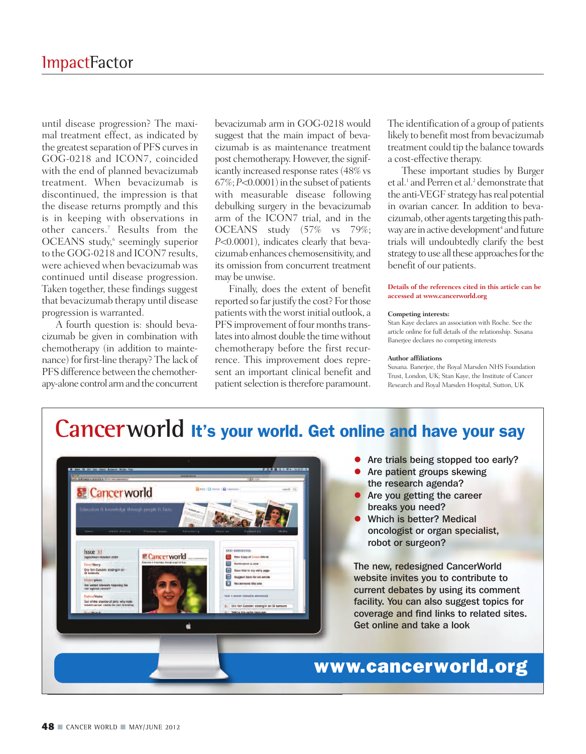until disease progression? The maximal treatment effect, as indicated by the greatest separation of PFS curves in GOG-0218 and ICON7, coincided with the end of planned bevacizumab treatment. When bevacizumab is discontinued, the impression is that the disease returns promptly and this is in keeping with observations in other cancers.[7] Results from the OCEANS study,[6] seemingly superior to the GOG-0218 and ICON7 results, were achieved when bevacizumab was continued until disease progression. Taken together, these findings suggest that bevacizumab therapy until disease progression is warranted.

A fourth question is: should bevacizumab be given in combination with chemotherapy (in addition to maintenance) for first-line therapy? The lack of PFS difference between the chemotherapy-alone control arm and the concurrent bevacizumab arm in GOG-0218 would suggest that the main impact of bevacizumab is as maintenance treatment post chemotherapy. However, the significantly increased response rates (48% vs 67%; $P<0.0001$) in the subset of patients with measurable disease following debulking surgery in the bevacizumab arm of the ICON7 trial, and in the OCEANS study (57% vs 79%; $P<0.0001$), indicates clearly that bevacizumab enhances chemosensitivity, and its omission from concurrent treatment may be unwise.

Finally, does the extent of benefit reported so far justify the cost? For those patients with the worst initial outlook, a PFS improvement of four months translates into almost double the time without chemotherapy before the first recurrence. This improvement does represent an important clinical benefit and patient selection is therefore paramount. The identification of a group of patients likely to benefit most from bevacizumab treatment could tip the balance towards a cost-effective therapy.

These important studies by Burger et al.[1] and Perren et al.[2] demonstrate that the anti-VEGF strategy has real potential in ovarian cancer. In addition to bevacizumab, other agents targeting this pathway are in active development[4] and future trials will undoubtedly clarify the best strategy to use all these approaches for the benefit of our patients.

**Details of the references cited in this article can be accessed at www.cancerworld.org**

**Competing interests:**
Stan Kaye declares an association with Roche. See the article online for full details of the relationship. Susana Banerjee declares no competing interests

**Author affiliations**
Susana. Banerjee, the Royal Marsden NHS Foundation Trust, London, UK; Stan Kaye, the Institute of Cancer Research and Royal Marsden Hospital, Sutton, UK

## Cancerworld It's your world. Get online and have your say

- Are trials being stopped too early?
- Are patient groups skewing the research agenda?
- Are you getting the career breaks you need?
- Which is better? Medical oncologist or organ specialist, robot or surgeon?

The new, redesigned CancerWorld website invites you to contribute to current debates by using its comment facility. You can also suggest topics for coverage and find links to related sites. Get online and take a look

**www.cancerworld.org**